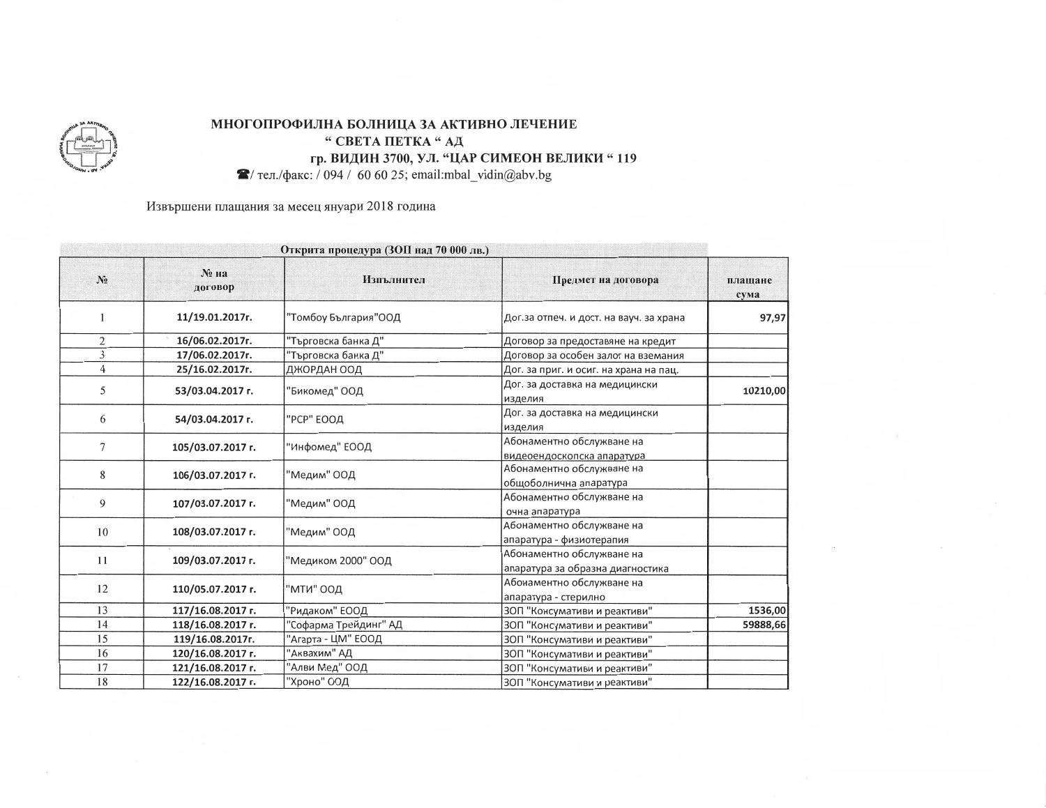# МНОГОПРОФИЛНА БОЛНИЦА ЗА АКТИВНО ЛЕЧЕНИЕ
## " СВЕТА ПЕТКА " АД
### гр. ВИДИН 3700, УЛ. "ЦАР СИМЕОН ВЕЛИКИ " 119

☎/ тел./факс: / 094 / 60 60 25; email:mbal_vidin@abv.bg

Извършени плащания за месец януари 2018 година

| Открита процедура (ЗОП над 70 000 лв.) | | | | |
|---|---|---|---|---|
| № | № на договор | Изпълнител | Предмет на договора | плащане сума |
| 1 | **11/19.01.2017г.** | "Томбоу България"ООД | Дог.за отпеч. и дост. на вауч. за храна | **97,97** |
| 2 | **16/06.02.2017г.** | "Търговска банка Д" | Договор за предоставяне на кредит | |
| 3 | **17/06.02.2017г.** | "Търговска банка Д" | Договор за особен залог на вземания | |
| 4 | **25/16.02.2017г.** | ДЖОРДАН ООД | Дог. за приг. и осиг. на храна на пац. | |
| 5 | **53/03.04.2017 г.** | "Бикомед" ООД | Дог. за доставка на медицински изделия | **10210,00** |
| 6 | **54/03.04.2017 г.** | "РСР" ЕООД | Дог. за доставка на медицински изделия | |
| 7 | **105/03.07.2017 г.** | "Инфомед" ЕООД | Абонаментно обслужване на видеоендоскопска апаратура | |
| 8 | **106/03.07.2017 г.** | "Медим" ООД | Абонаментно обслужване на общоболнична апаратура | |
| 9 | **107/03.07.2017 г.** | "Медим" ООД | Абонаментно обслужване на очна апаратура | |
| 10 | **108/03.07.2017 г.** | "Медим" ООД | Абонаментно обслужване на апаратура - физиотерапия | |
| 11 | **109/03.07.2017 г.** | "Медиком 2000" ООД | Абонаментно обслужване на апаратура за образна диагностика | |
| 12 | **110/05.07.2017 г.** | "МТИ" ООД | Абонаментно обслужване на апаратура - стерилно | |
| 13 | **117/16.08.2017 г.** | "Ридаком" ЕООД | ЗОП "Консумативи и реактиви" | **1536,00** |
| 14 | **118/16.08.2017 г.** | "Софарма Трейдинг" АД | ЗОП "Консумативи и реактиви" | **59888,66** |
| 15 | **119/16.08.2017г.** | "Агарта - ЦМ" ЕООД | ЗОП "Консумативи и реактиви" | |
| 16 | **120/16.08.2017 г.** | "Аквахим" АД | ЗОП "Консумативи и реактиви" | |
| 17 | **121/16.08.2017 г.** | "Алви Мед" ООД | ЗОП "Консумативи и реактиви" | |
| 18 | **122/16.08.2017 г.** | "Хроно" ООД | ЗОП "Консумативи и реактиви" | |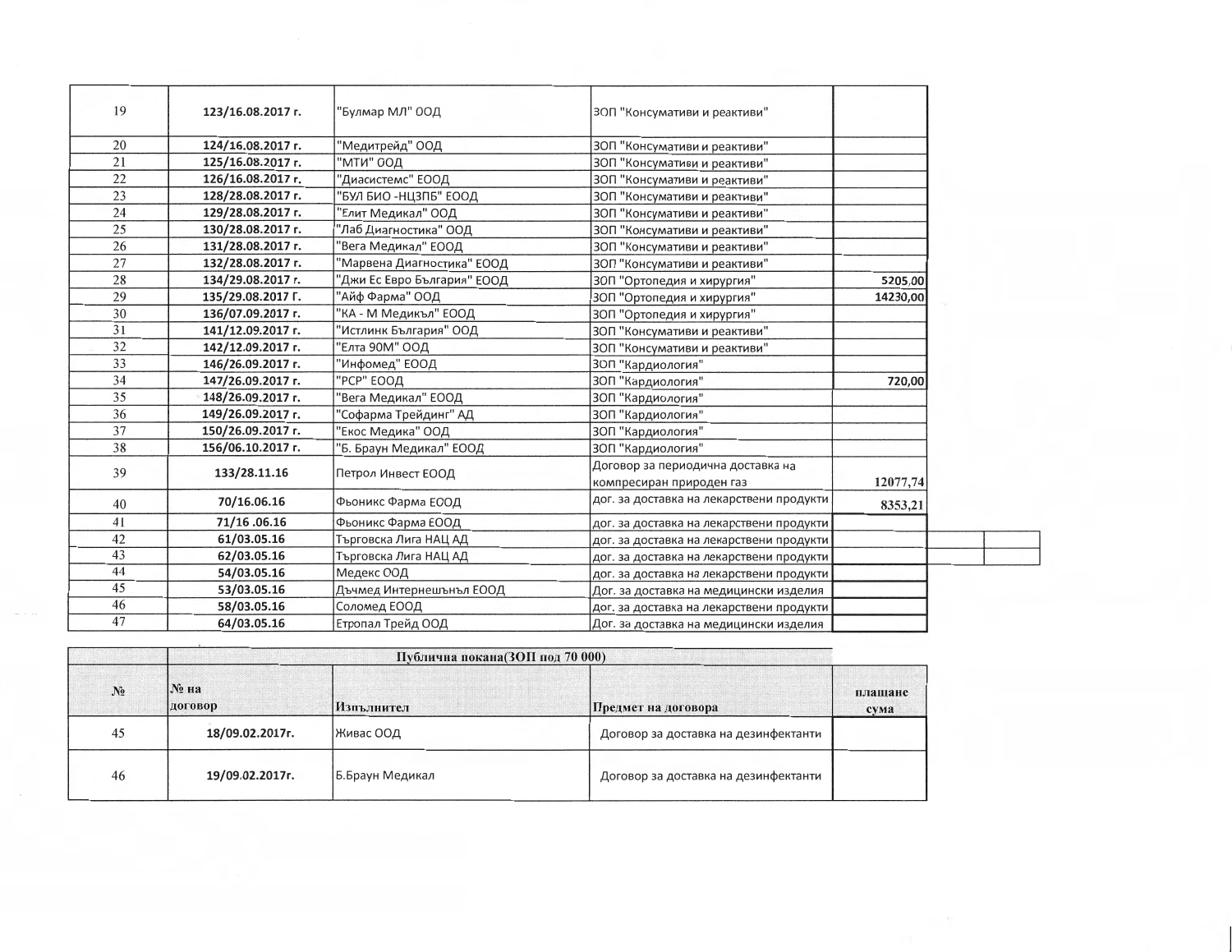| | | | | |
|---|---|---|---|---|
| 19 | 123/16.08.2017 г. | "Булмар МЛ" ООД | ЗОП "Консумативи и реактиви" | |
| 20 | 124/16.08.2017 г. | "Медитрейд" ООД | ЗОП "Консумативи и реактиви" | |
| 21 | 125/16.08.2017 г. | "МТИ" ООД | ЗОП "Консумативи и реактиви" | |
| 22 | 126/16.08.2017 г. | "Диасистемс" ЕООД | ЗОП "Консумативи и реактиви" | |
| 23 | 128/28.08.2017 г. | "БУЛ БИО -НЦЗПБ" ЕООД | ЗОП "Консумативи и реактиви" | |
| 24 | 129/28.08.2017 г. | "Елит Медикал" ООД | ЗОП "Консумативи и реактиви" | |
| 25 | 130/28.08.2017 г. | "Лаб Диагностика" ООД | ЗОП "Консумативи и реактиви" | |
| 26 | 131/28.08.2017 г. | "Вега Медикал" ЕООД | ЗОП "Консумативи и реактиви" | |
| 27 | 132/28.08.2017 г. | "Марвена Диагностика" ЕООД | ЗОП "Консумативи и реактиви" | |
| 28 | 134/29.08.2017 г. | "Джи Ес Евро България" ЕООД | ЗОП "Ортопедия и хирургия" | 5205,00 |
| 29 | 135/29.08.2017 Г. | "Айф Фарма" ООД | ЗОП "Ортопедия и хирургия" | 14230,00 |
| 30 | 136/07.09.2017 г. | "КА - М Медикъл" ЕООД | ЗОП "Ортопедия и хирургия" | |
| 31 | 141/12.09.2017 г. | "Истлинк България" ООД | ЗОП "Консумативи и реактиви" | |
| 32 | 142/12.09.2017 г. | "Елта 90М" ООД | ЗОП "Консумативи и реактиви" | |
| 33 | 146/26.09.2017 г. | "Инфомед" ЕООД | ЗОП "Кардиология" | |
| 34 | 147/26.09.2017 г. | "РСР" ЕООД | ЗОП "Кардиология" | 720,00 |
| 35 | 148/26.09.2017 г. | "Вега Медикал" ЕООД | ЗОП "Кардиология" | |
| 36 | 149/26.09.2017 г. | "Софарма Трейдинг" АД | ЗОП "Кардиология" | |
| 37 | 150/26.09.2017 г. | "Екос Медика" ООД | ЗОП "Кардиология" | |
| 38 | 156/06.10.2017 г. | "Б. Браун Медикал" ЕООД | ЗОП "Кардиология" | |
| 39 | 133/28.11.16 | Петрол Инвест ЕООД | Договор за периодична доставка на компресиран природен газ | 12077,74 |
| 40 | 70/16.06.16 | Фьоникс Фарма ЕООД | дог. за доставка на лекарствени продукти | 8353,21 |
| 41 | 71/16 .06.16 | Фьоникс Фарма ЕООД | дог. за доставка на лекарствени продукти | |
| 42 | 61/03.05.16 | Търговска Лига НАЦ АД | дог. за доставка на лекарствени продукти | |
| 43 | 62/03.05.16 | Търговска Лига НАЦ АД | дог. за доставка на лекарствени продукти | |
| 44 | 54/03.05.16 | Медекс ООД | дог. за доставка на лекарствени продукти | |
| 45 | 53/03.05.16 | Дъчмед Интернешънъл ЕООД | Дог. за доставка на медицински изделия | |
| 46 | 58/03.05.16 | Соломед ЕООД | дог. за доставка на лекарствени продукти | |
| 47 | 64/03.05.16 | Етропал Трейд ООД | Дог. за доставка на медицински изделия | |

| | Публична покана(ЗОП под 70 000) | | | |
|---|---|---|---|---|
| № | № на договор | Изпълнител | Предмет на договора | плащане сума |
| 45 | 18/09.02.2017г. | Живас ООД | Договор за доставка на дезинфектанти | |
| 46 | 19/09.02.2017г. | Б.Браун Медикал | Договор за доставка на дезинфектанти | |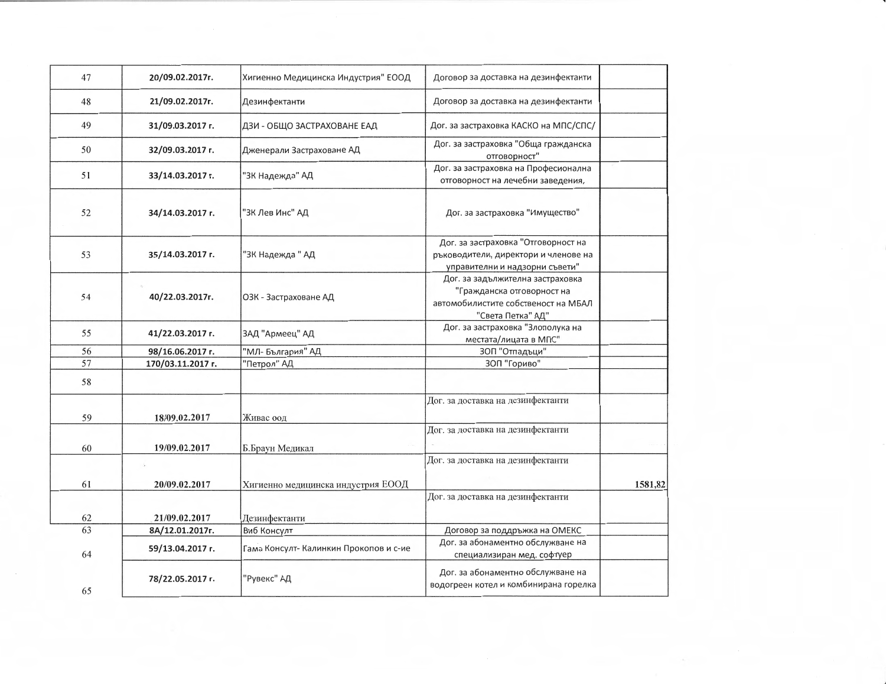| | | | | |
|---|---|---|---|---|
| 47 | **20/09.02.2017г.** | Хигиенно Медицинска Индустрия" ЕООД | Договор за доставка на дезинфектанти | |
| 48 | **21/09.02.2017г.** | Дезинфектанти | Договор за доставка на дезинфектанти | |
| 49 | **31/09.03.2017 г.** | ДЗИ - ОБЩО ЗАСТРАХОВАНЕ ЕАД | Дог. за застраховка КАСКО на МПС/СПС/ | |
| 50 | **32/09.03.2017 г.** | Дженерали Застраховане АД | Дог. за застраховка "Обща гражданска отговорност" | |
| 51 | **33/14.03.2017 г.** | "ЗК Надежда" АД | Дог. за застраховка на Професионална отговорност на лечебни заведения, | |
| 52 | **34/14.03.2017 г.** | "ЗК Лев Инс" АД | Дог. за застраховка "Имущество" | |
| 53 | **35/14.03.2017 г.** | "ЗК Надежда " АД | Дог. за застраховка "Отговорност на ръководители, директори и членове на управителни и надзорни съвети" | |
| 54 | **40/22.03.2017г.** | ОЗК - Застраховане АД | Дог. за задължителна застраховка "Гражданска отговорност на автомобилистите собственост на МБАЛ "Света Петка" АД" | |
| 55 | **41/22.03.2017 г.** | ЗАД "Армеец" АД | Дог. за застраховка "Злополука на местата/лицата в МПС" | |
| 56 | **98/16.06.2017 г.** | "МЛ- България" АД | ЗОП "Отпадъци" | |
| 57 | **170/03.11.2017 г.** | "Петрол" АД | ЗОП "Гориво" | |
| 58 | | | | |
| 59 | **18/09.02.2017** | Живас оод | Дог. за доставка на дезинфектанти | |
| 60 | **19/09.02.2017** | Б.Браун Медикал | Дог. за доставка на дезинфектанти | |
| 61 | **20/09.02.2017** | Хигиенно медицинска индустрия ЕООД | Дог. за доставка на дезинфектанти | **1581,82** |
| 62 | **21/09.02.2017** | Дезинфектанти | Дог. за доставка на дезинфектанти | |
| 63 | **8А/12.01.2017г.** | Виб Консулт | Договор за поддръжка на ОМЕКС | |
| 64 | **59/13.04.2017 г.** | Гама Консулт- Калинкин Прокопов и с-ие | Дог. за абонаментно обслужване на специализиран мед. софтуер | |
| 65 | **78/22.05.2017 г.** | "Рувекс" АД | Дог. за абонаментно обслужване на водогреен котел и комбинирана горелка | |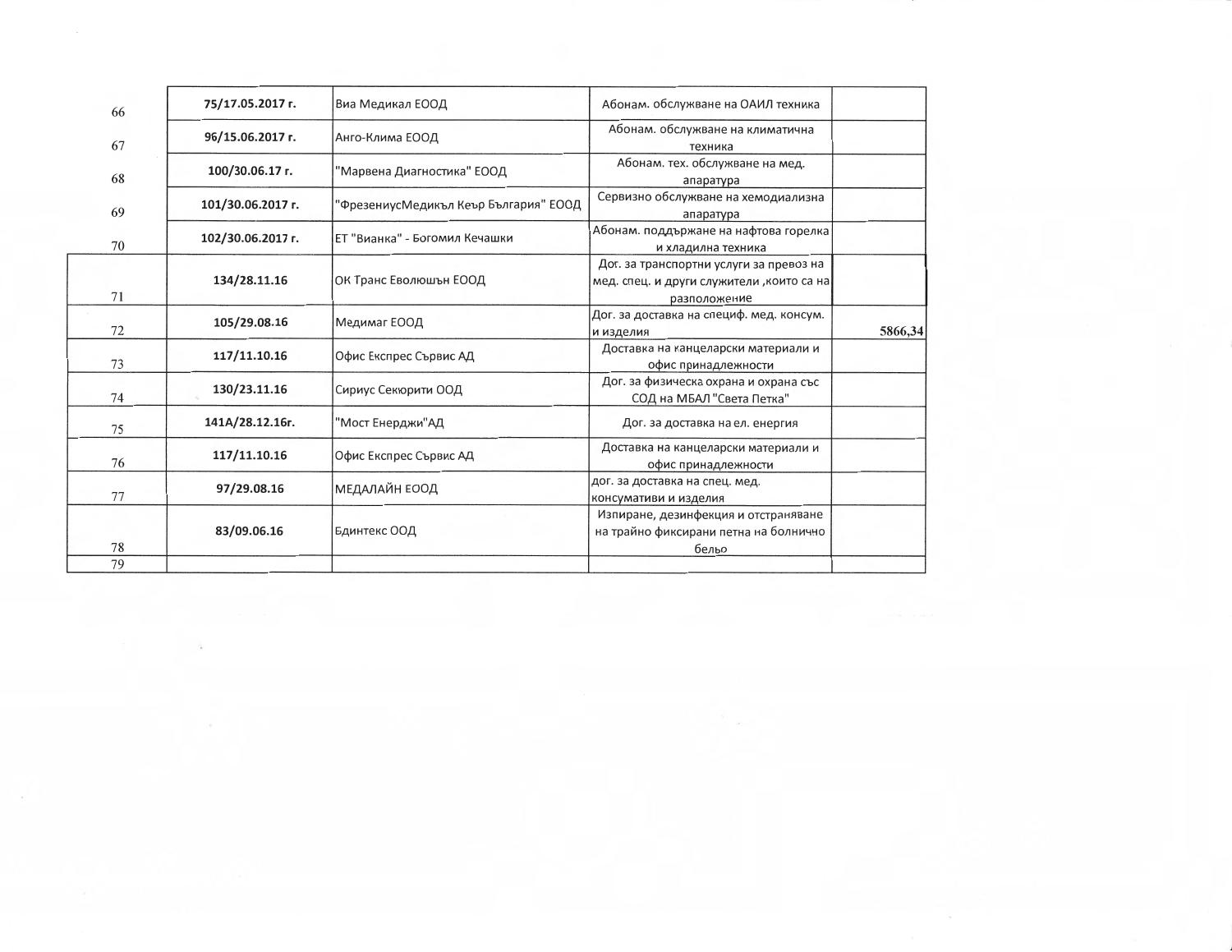| | | | | |
|---|---|---|---|---|
| 66 | 75/17.05.2017 г. | Виа Медикал ЕООД | Абонам. обслужване на ОАИЛ техника | |
| 67 | 96/15.06.2017 г. | Анго-Клима ЕООД | Абонам. обслужване на климатична техника | |
| 68 | 100/30.06.17 г. | "Марвена Диагностика" ЕООД | Абонам. тех. обслужване на мед. апаратура | |
| 69 | 101/30.06.2017 г. | "ФрезениусМедикъл Кеър България" ЕООД | Сервизно обслужване на хемодиализна апаратура | |
| 70 | 102/30.06.2017 г. | ЕТ "Вианка" - Богомил Кечашки | Абонам. поддържане на нафтова горелка и хладилна техника | |
| 71 | 134/28.11.16 | ОК Транс Еволюшън ЕООД | Дог. за транспортни услуги за превоз на мед. спец. и други служители ,които са на разположение | |
| 72 | 105/29.08.16 | Медимаг ЕООД | Дог. за доставка на специф. мед. консум. и изделия | 5866,34 |
| 73 | 117/11.10.16 | Офис Експрес Сървис АД | Доставка на канцеларски материали и офис принадлежности | |
| 74 | 130/23.11.16 | Сириус Секюрити ООД | Дог. за физическа охрана и охрана със СОД на МБАЛ "Света Петка" | |
| 75 | 141А/28.12.16г. | "Мост Енерджи"АД | Дог. за доставка на ел. енергия | |
| 76 | 117/11.10.16 | Офис Експрес Сървис АД | Доставка на канцеларски материали и офис принадлежности | |
| 77 | 97/29.08.16 | МЕДАЛАЙН ЕООД | дог. за доставка на спец. мед. консумативи и изделия | |
| 78 | 83/09.06.16 | Бдинтекс ООД | Изпиране, дезинфекция и отстраняване на трайно фиксирани петна на болнично бельо | |
| 79 | | | | |